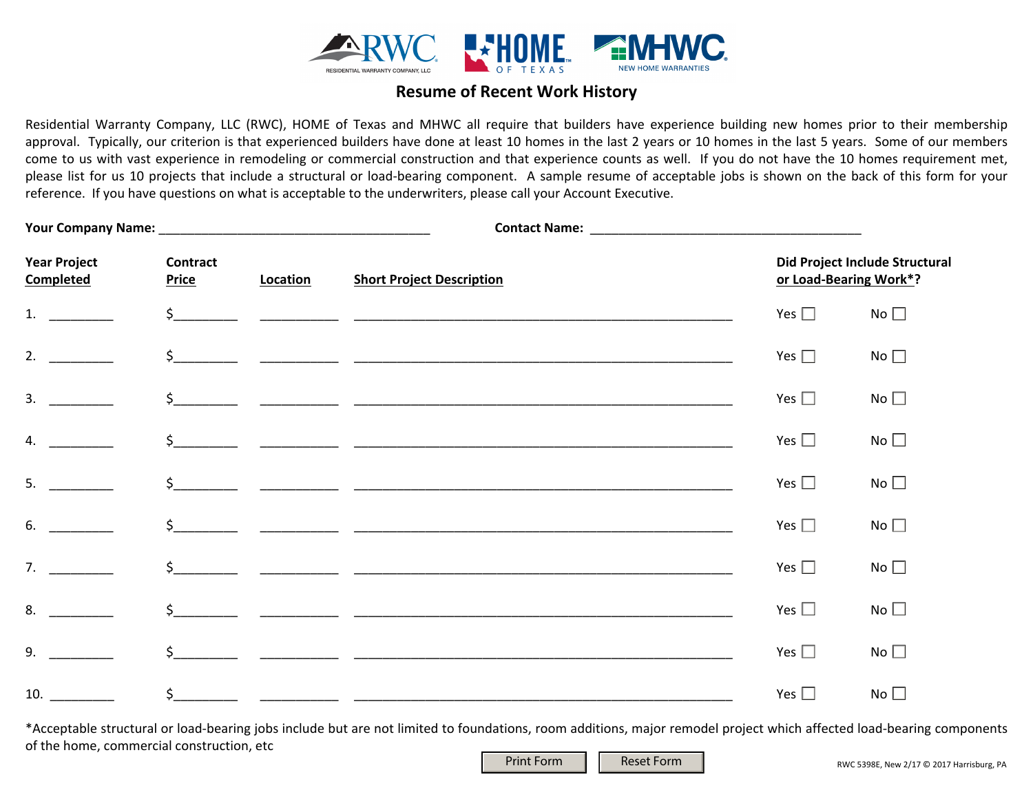# Resume of Recent Work History

Residential Warranty Company, LLC (RWC), HOME of Texas and MHWC all require that builders have experience building new homes prior to their membership approval. Typically, our criterion is that experienced builders have done at least 10 homes in the last 2 years or 10 homes in the last 5 years. Some of our members come to us with vast experience in remodeling or commercial construction and that experience counts as well. If you do not have the 10 homes requirement met, please list for us 10 projects that include a structural or load-bearing component. A sample resume of acceptable jobs is shown on the back of this form for your reference. If you have questions on what is acceptable to the underwriters, please call your Account Executive.

**Your Company Name:** ______________________________________ **Contact Name:** ______________________________________

| | Year Project Completed | Contract Price | Location | Short Project Description | Did Project Include Structural or Load-Bearing Work*? |
|---|---|---|---|---|---|
| 1. | _________ | $_________ | ___________ | _____________________________________________________ | Yes ☐ No ☐ |
| 2. | _________ | $_________ | ___________ | _____________________________________________________ | Yes ☐ No ☐ |
| 3. | _________ | $_________ | ___________ | _____________________________________________________ | Yes ☐ No ☐ |
| 4. | _________ | $_________ | ___________ | _____________________________________________________ | Yes ☐ No ☐ |
| 5. | _________ | $_________ | ___________ | _____________________________________________________ | Yes ☐ No ☐ |
| 6. | _________ | $_________ | ___________ | _____________________________________________________ | Yes ☐ No ☐ |
| 7. | _________ | $_________ | ___________ | _____________________________________________________ | Yes ☐ No ☐ |
| 8. | _________ | $_________ | ___________ | _____________________________________________________ | Yes ☐ No ☐ |
| 9. | _________ | $_________ | ___________ | _____________________________________________________ | Yes ☐ No ☐ |
| 10. | _________ | $_________ | ___________ | _____________________________________________________ | Yes ☐ No ☐ |

*Acceptable structural or load-bearing jobs include but are not limited to foundations, room additions, major remodel project which affected load-bearing components of the home, commercial construction, etc

Print Form  Reset Form

RWC 5398E, New 2/17 © 2017 Harrisburg, PA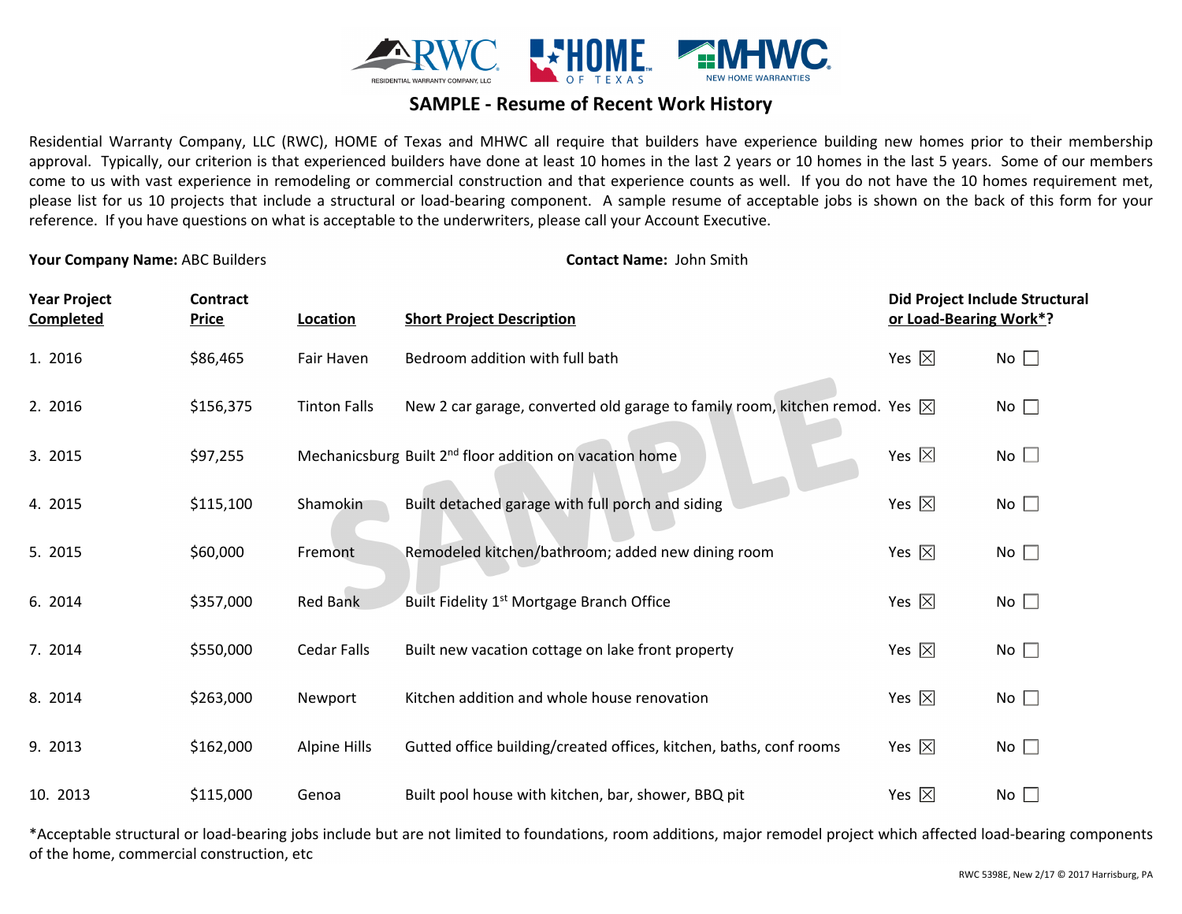## SAMPLE - Resume of Recent Work History

Residential Warranty Company, LLC (RWC), HOME of Texas and MHWC all require that builders have experience building new homes prior to their membership approval. Typically, our criterion is that experienced builders have done at least 10 homes in the last 2 years or 10 homes in the last 5 years. Some of our members come to us with vast experience in remodeling or commercial construction and that experience counts as well. If you do not have the 10 homes requirement met, please list for us 10 projects that include a structural or load-bearing component. A sample resume of acceptable jobs is shown on the back of this form for your reference. If you have questions on what is acceptable to the underwriters, please call your Account Executive.

**Your Company Name:** ABC Builders **Contact Name:** John Smith

| Year Project Completed | Contract Price | Location | Short Project Description | Did Project Include Structural or Load-Bearing Work*? |
|---|---|---|---|---|
| 1. 2016 | $86,465 | Fair Haven | Bedroom addition with full bath | Yes ☒ No ☐ |
| 2. 2016 | $156,375 | Tinton Falls | New 2 car garage, converted old garage to family room, kitchen remod. | Yes ☒ No ☐ |
| 3. 2015 | $97,255 | Mechanicsburg | Built 2nd floor addition on vacation home | Yes ☒ No ☐ |
| 4. 2015 | $115,100 | Shamokin | Built detached garage with full porch and siding | Yes ☒ No ☐ |
| 5. 2015 | $60,000 | Fremont | Remodeled kitchen/bathroom; added new dining room | Yes ☒ No ☐ |
| 6. 2014 | $357,000 | Red Bank | Built Fidelity 1st Mortgage Branch Office | Yes ☒ No ☐ |
| 7. 2014 | $550,000 | Cedar Falls | Built new vacation cottage on lake front property | Yes ☒ No ☐ |
| 8. 2014 | $263,000 | Newport | Kitchen addition and whole house renovation | Yes ☒ No ☐ |
| 9. 2013 | $162,000 | Alpine Hills | Gutted office building/created offices, kitchen, baths, conf rooms | Yes ☒ No ☐ |
| 10. 2013 | $115,000 | Genoa | Built pool house with kitchen, bar, shower, BBQ pit | Yes ☒ No ☐ |

*Acceptable structural or load-bearing jobs include but are not limited to foundations, room additions, major remodel project which affected load-bearing components of the home, commercial construction, etc

RWC 5398E, New 2/17 © 2017 Harrisburg, PA